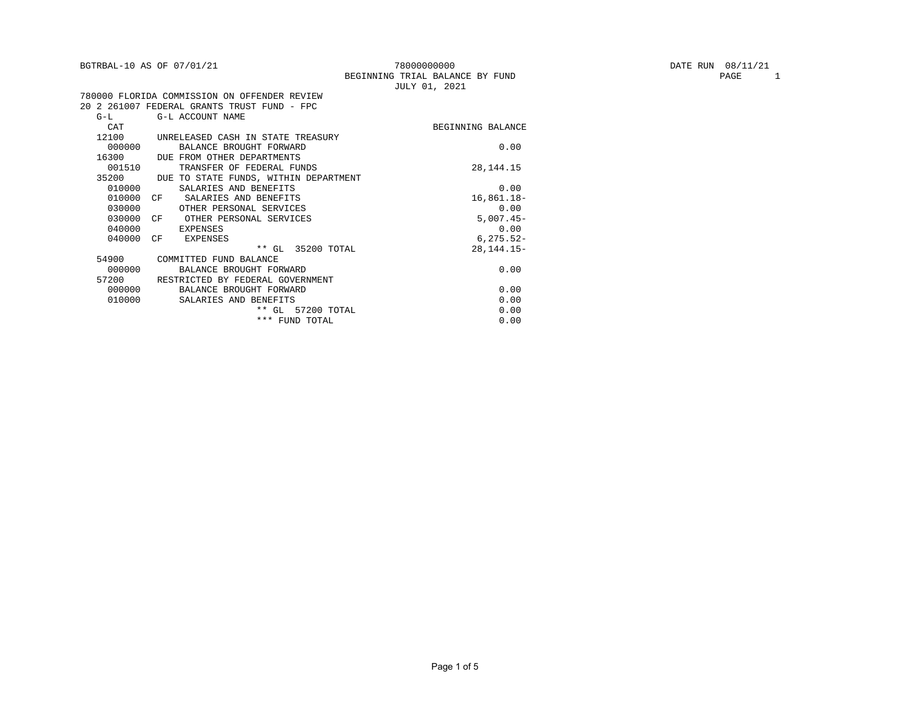BGTRBAL-10 AS OF 07/01/21

78000000000

BEGINNING TRIAL BALANCE BY FUND

JULY 01, 2021

DATE RUN 08/11/21

PAGE 1

780000 FLORIDA COMMISSION ON OFFENDER REVIEW

20 2 261007 FEDERAL GRANTS TRUST FUND - FPC

| G-L CAT | | G-L ACCOUNT NAME | BEGINNING BALANCE |
|---|---|---|---|
| 12100 | | UNRELEASED CASH IN STATE TREASURY | |
| 000000 | | BALANCE BROUGHT FORWARD | 0.00 |
| 16300 | | DUE FROM OTHER DEPARTMENTS | |
| 001510 | | TRANSFER OF FEDERAL FUNDS | 28,144.15 |
| 35200 | | DUE TO STATE FUNDS, WITHIN DEPARTMENT | |
| 010000 | | SALARIES AND BENEFITS | 0.00 |
| 010000 | CF | SALARIES AND BENEFITS | 16,861.18- |
| 030000 | | OTHER PERSONAL SERVICES | 0.00 |
| 030000 | CF | OTHER PERSONAL SERVICES | 5,007.45- |
| 040000 | | EXPENSES | 0.00 |
| 040000 | CF | EXPENSES | 6,275.52- |
| | | ** GL 35200 TOTAL | 28,144.15- |
| 54900 | | COMMITTED FUND BALANCE | |
| 000000 | | BALANCE BROUGHT FORWARD | 0.00 |
| 57200 | | RESTRICTED BY FEDERAL GOVERNMENT | |
| 000000 | | BALANCE BROUGHT FORWARD | 0.00 |
| 010000 | | SALARIES AND BENEFITS | 0.00 |
| | | ** GL 57200 TOTAL | 0.00 |
| | | *** FUND TOTAL | 0.00 |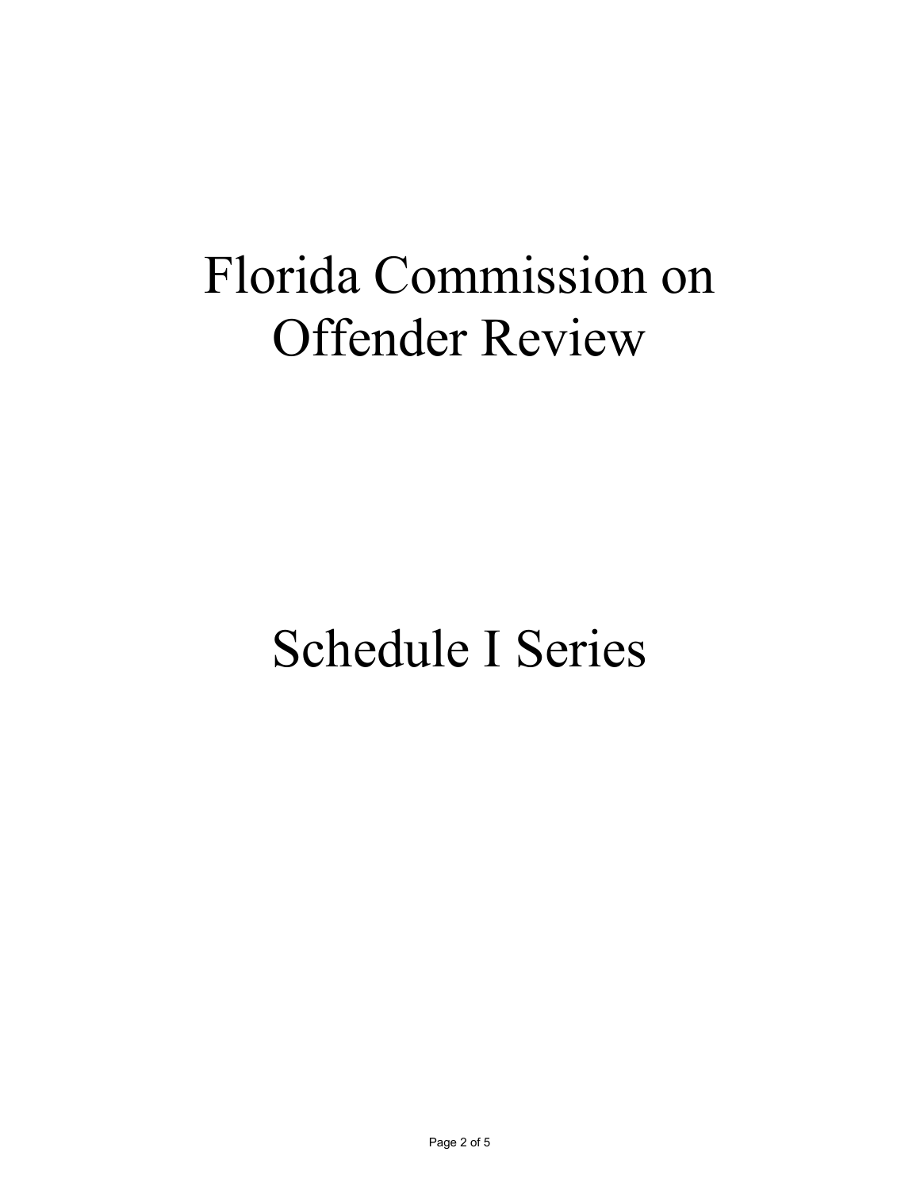# Florida Commission on Offender Review

# Schedule I Series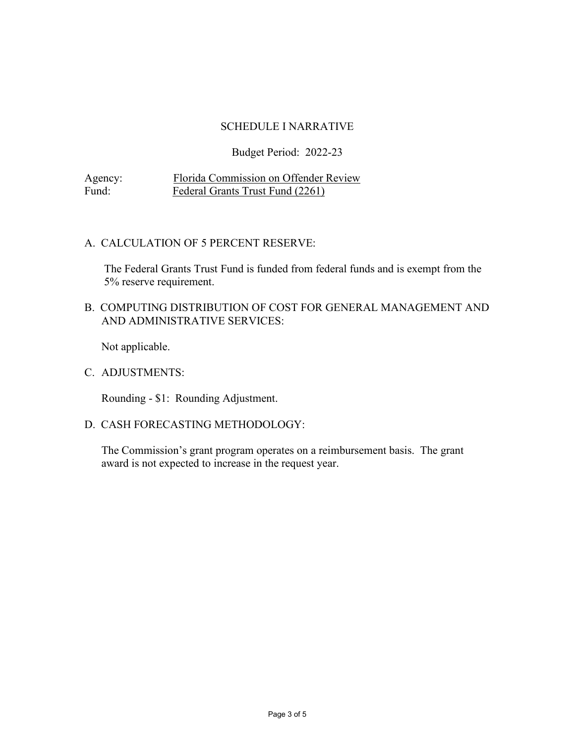# SCHEDULE I NARRATIVE

Budget Period: 2022-23

Agency: Florida Commission on Offender Review
Fund: Federal Grants Trust Fund (2261)

A. CALCULATION OF 5 PERCENT RESERVE:

The Federal Grants Trust Fund is funded from federal funds and is exempt from the 5% reserve requirement.

B. COMPUTING DISTRIBUTION OF COST FOR GENERAL MANAGEMENT AND AND ADMINISTRATIVE SERVICES:

Not applicable.

C. ADJUSTMENTS:

Rounding - $1: Rounding Adjustment.

D. CASH FORECASTING METHODOLOGY:

The Commission's grant program operates on a reimbursement basis. The grant award is not expected to increase in the request year.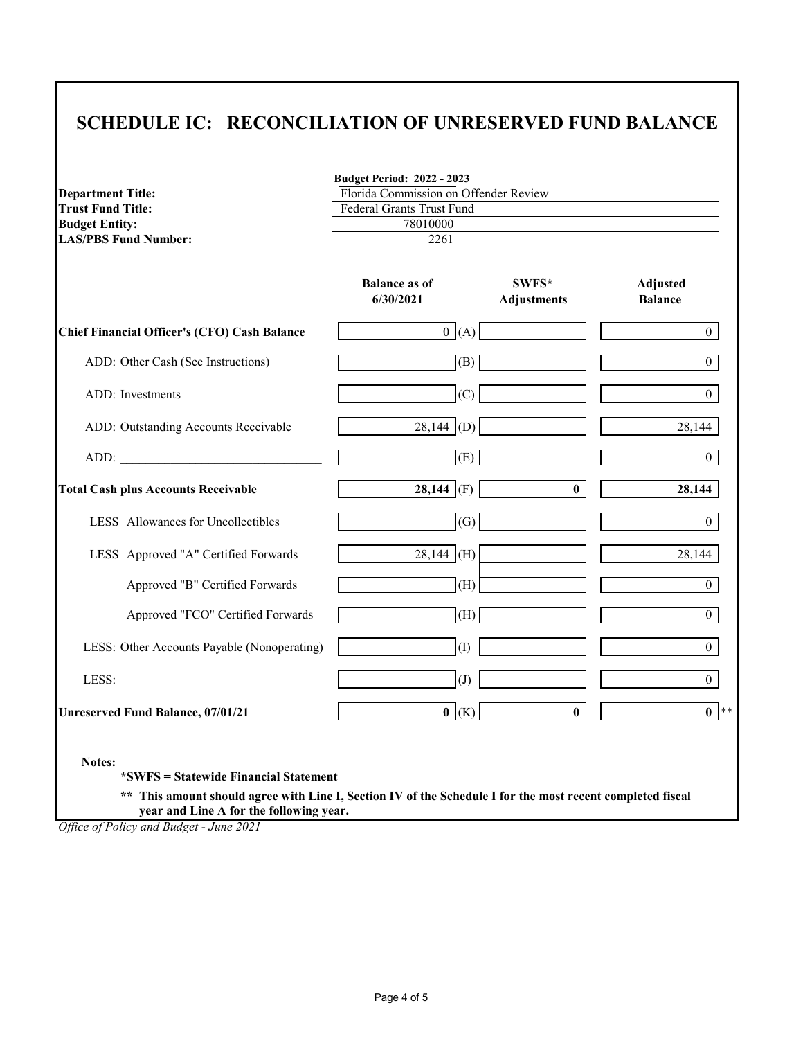# SCHEDULE IC: RECONCILIATION OF UNRESERVED FUND BALANCE

**Budget Period: 2022 - 2023**

| | |
|---|---|
| **Department Title:** | Florida Commission on Offender Review |
| **Trust Fund Title:** | Federal Grants Trust Fund |
| **Budget Entity:** | 78010000 |
| **LAS/PBS Fund Number:** | 2261 |

| | Balance as of 6/30/2021 | | SWFS* Adjustments | Adjusted Balance |
|---|---|---|---|---|
| **Chief Financial Officer's (CFO) Cash Balance** | 0 | (A) | | 0 |
| ADD: Other Cash (See Instructions) | | (B) | | 0 |
| ADD: Investments | | (C) | | 0 |
| ADD: Outstanding Accounts Receivable | 28,144 | (D) | | 28,144 |
| ADD: _______________ | | (E) | | 0 |
| **Total Cash plus Accounts Receivable** | **28,144** | (F) | **0** | **28,144** |
| LESS Allowances for Uncollectibles | | (G) | | 0 |
| LESS Approved "A" Certified Forwards | 28,144 | (H) | | 28,144 |
| Approved "B" Certified Forwards | | (H) | | 0 |
| Approved "FCO" Certified Forwards | | (H) | | 0 |
| LESS: Other Accounts Payable (Nonoperating) | | (I) | | 0 |
| LESS: _______________ | | (J) | | 0 |
| **Unreserved Fund Balance, 07/01/21** | **0** | (K) | **0** | **0** ** |

**Notes:**

**\*SWFS = Statewide Financial Statement**

**\*\* This amount should agree with Line I, Section IV of the Schedule I for the most recent completed fiscal year and Line A for the following year.**

*Office of Policy and Budget - June 2021*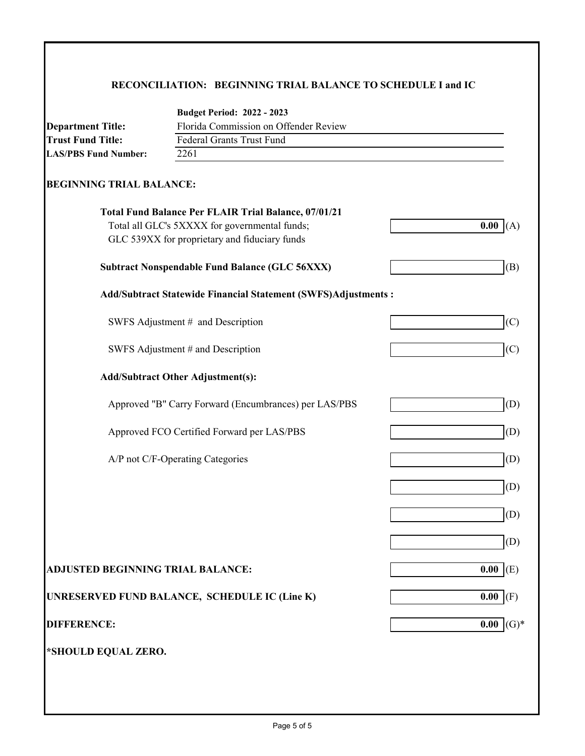## RECONCILIATION: BEGINNING TRIAL BALANCE TO SCHEDULE I and IC

**Budget Period: 2022 - 2023**

| | |
|---|---|
| **Department Title:** | Florida Commission on Offender Review |
| **Trust Fund Title:** | Federal Grants Trust Fund |
| **LAS/PBS Fund Number:** | 2261 |

### BEGINNING TRIAL BALANCE:

| | | |
|---|---|---|
| **Total Fund Balance Per FLAIR Trial Balance, 07/01/21**<br>Total all GLC's 5XXXX for governmental funds;<br>GLC 539XX for proprietary and fiduciary funds | **0.00** | (A) |
| **Subtract Nonspendable Fund Balance (GLC 56XXX)** | | (B) |
| **Add/Subtract Statewide Financial Statement (SWFS)Adjustments :** | | |
| SWFS Adjustment # and Description | | (C) |
| SWFS Adjustment # and Description | | (C) |
| **Add/Subtract Other Adjustment(s):** | | |
| Approved "B" Carry Forward (Encumbrances) per LAS/PBS | | (D) |
| Approved FCO Certified Forward per LAS/PBS | | (D) |
| A/P not C/F-Operating Categories | | (D) |
| | | (D) |
| | | (D) |
| | | (D) |
| **ADJUSTED BEGINNING TRIAL BALANCE:** | **0.00** | (E) |
| **UNRESERVED FUND BALANCE, SCHEDULE IC (Line K)** | **0.00** | (F) |
| **DIFFERENCE:** | **0.00** | (G)* |

**\*SHOULD EQUAL ZERO.**